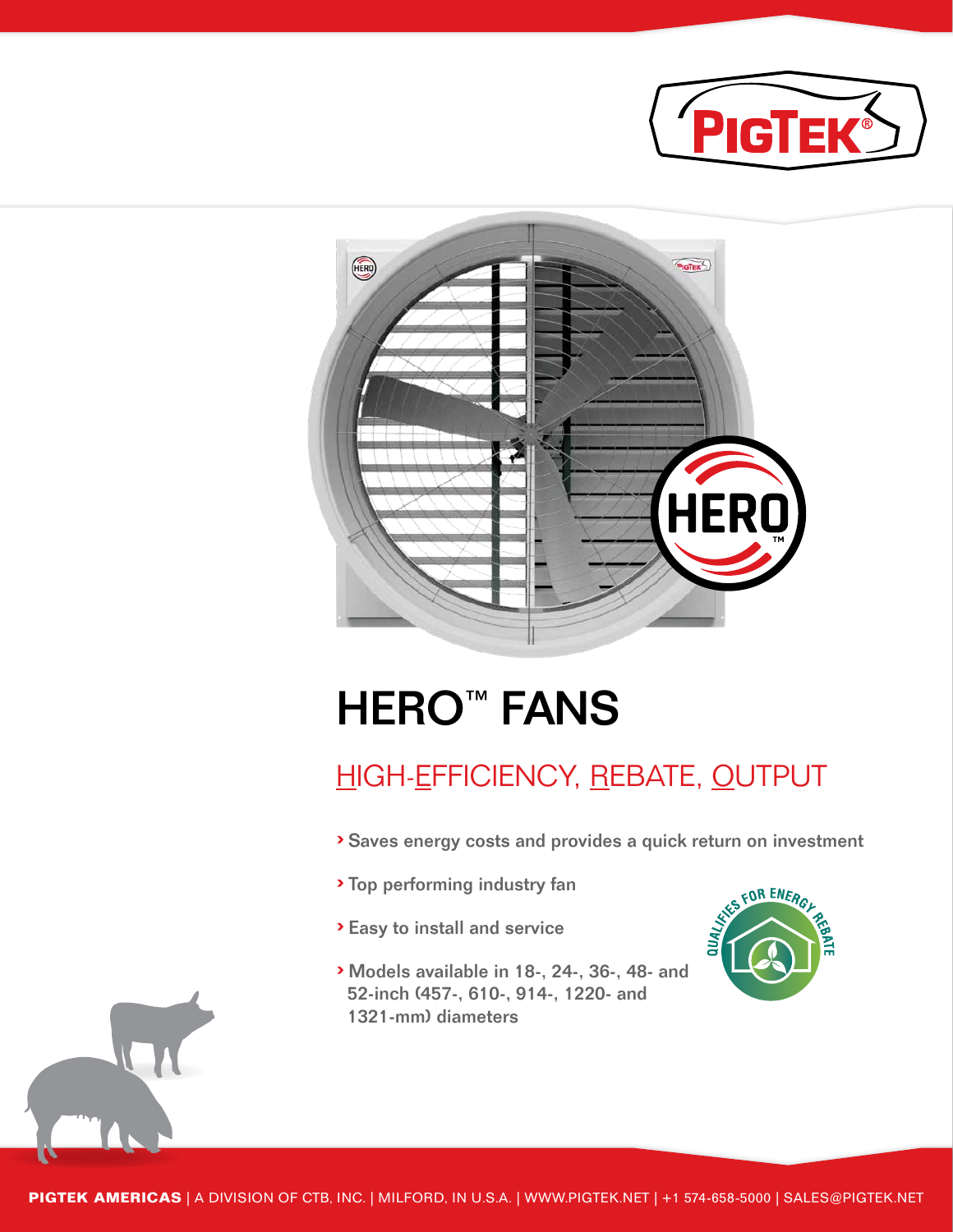# HERO™ FANS

## HIGH-EFFICIENCY, REBATE, OUTPUT

- Saves energy costs and provides a quick return on investment
- Top performing industry fan
- Easy to install and service
- Models available in 18-, 24-, 36-, 48- and 52-inch (457-, 610-, 914-, 1220- and 1321-mm) diameters

QUALIFIES FOR ENERGY REBATE

**PIGTEK AMERICAS** | A DIVISION OF CTB, INC. | MILFORD, IN U.S.A. | WWW.PIGTEK.NET | +1 574-658-5000 | SALES@PIGTEK.NET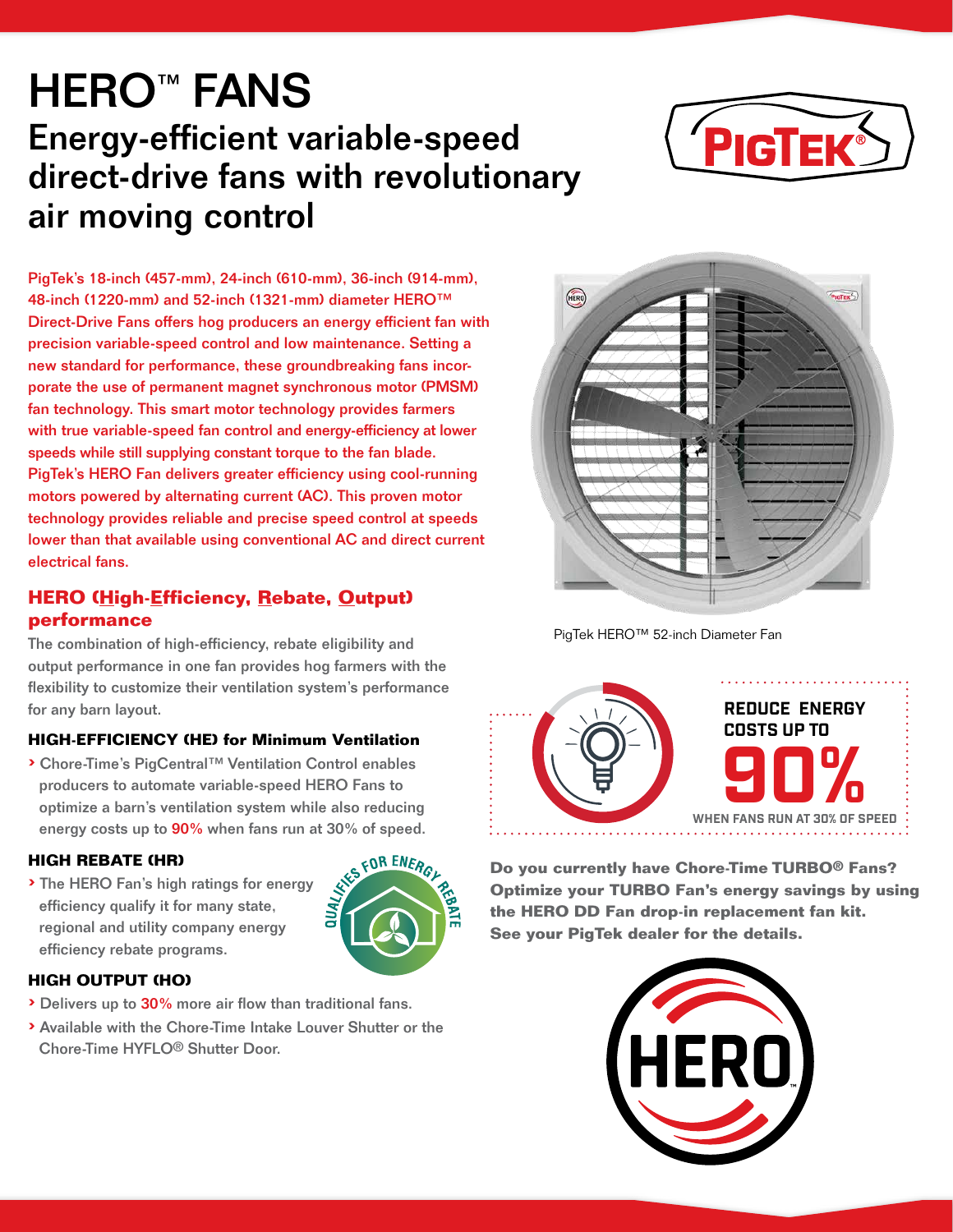# HERO™ FANS

## Energy-efficient variable-speed direct-drive fans with revolutionary air moving control

PigTek's 18-inch (457-mm), 24-inch (610-mm), 36-inch (914-mm), 48-inch (1220-mm) and 52-inch (1321-mm) diameter HERO™ Direct-Drive Fans offers hog producers an energy efficient fan with precision variable-speed control and low maintenance. Setting a new standard for performance, these groundbreaking fans incorporate the use of permanent magnet synchronous motor (PMSM) fan technology. This smart motor technology provides farmers with true variable-speed fan control and energy-efficiency at lower speeds while still supplying constant torque to the fan blade. PigTek's HERO Fan delivers greater efficiency using cool-running motors powered by alternating current (AC). This proven motor technology provides reliable and precise speed control at speeds lower than that available using conventional AC and direct current electrical fans.

PigTek HERO™ 52-inch Diameter Fan

### HERO (High-Efficiency, Rebate, Output) performance

The combination of high-efficiency, rebate eligibility and output performance in one fan provides hog farmers with the flexibility to customize their ventilation system's performance for any barn layout.

#### HIGH-EFFICIENCY (HE) for Minimum Ventilation

- Chore-Time's PigCentral™ Ventilation Control enables producers to automate variable-speed HERO Fans to optimize a barn's ventilation system while also reducing energy costs up to **90%** when fans run at 30% of speed.

#### HIGH REBATE (HR)

- The HERO Fan's high ratings for energy efficiency qualify it for many state, regional and utility company energy efficiency rebate programs.

QUALIFIES FOR ENERGY REBATE

#### HIGH OUTPUT (HO)

- Delivers up to **30%** more air flow than traditional fans.
- Available with the Chore-Time Intake Louver Shutter or the Chore-Time HYFLO® Shutter Door.

**REDUCE ENERGY COSTS UP TO 90%**
WHEN FANS RUN AT 30% OF SPEED

**Do you currently have Chore-Time TURBO® Fans? Optimize your TURBO Fan's energy savings by using the HERO DD Fan drop-in replacement fan kit. See your PigTek dealer for the details.**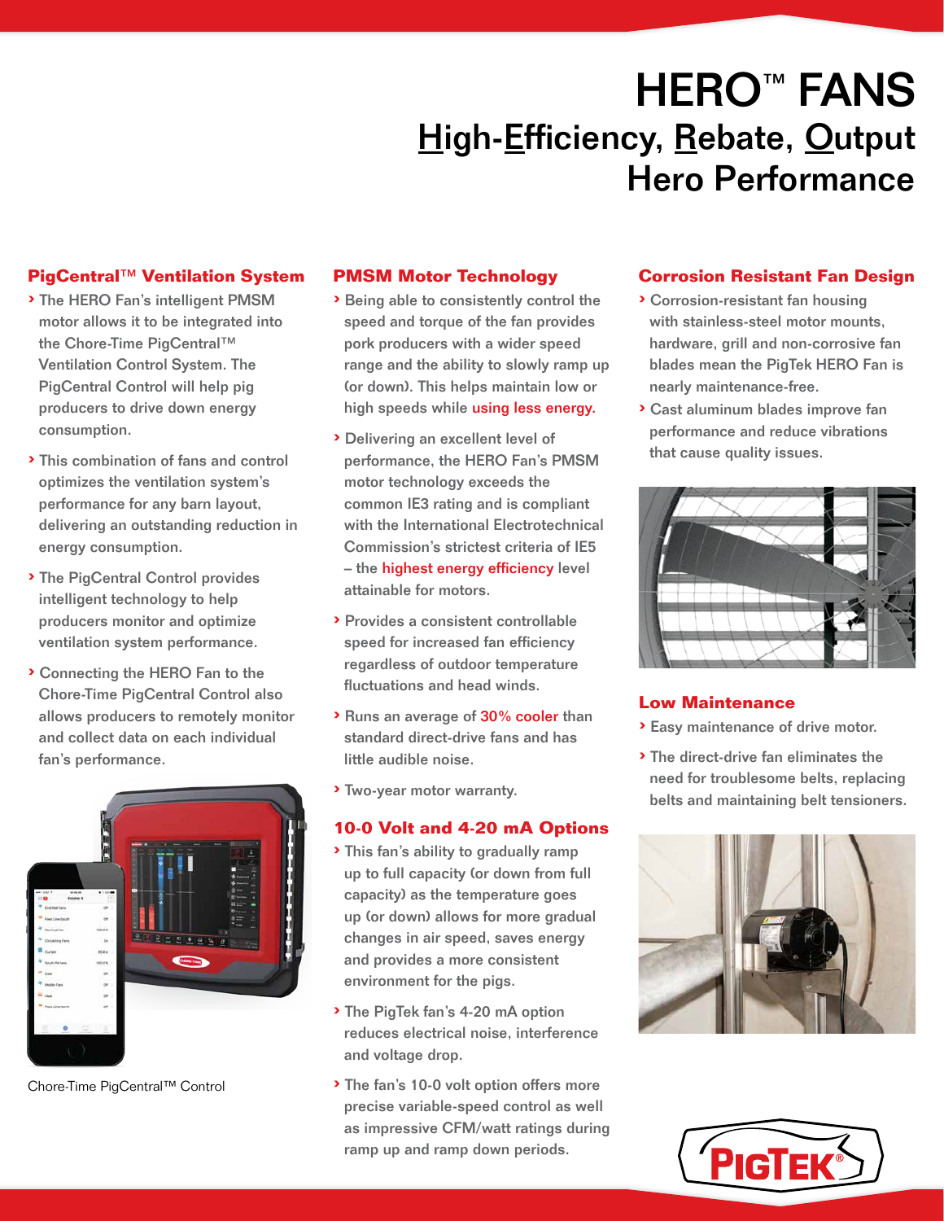# HERO™ FANS

## High-Efficiency, Rebate, Output
## Hero Performance

### PigCentral™ Ventilation System

- The HERO Fan's intelligent PMSM motor allows it to be integrated into the Chore-Time PigCentral™ Ventilation Control System. The PigCentral Control will help pig producers to drive down energy consumption.
- This combination of fans and control optimizes the ventilation system's performance for any barn layout, delivering an outstanding reduction in energy consumption.
- The PigCentral Control provides intelligent technology to help producers monitor and optimize ventilation system performance.
- Connecting the HERO Fan to the Chore-Time PigCentral Control also allows producers to remotely monitor and collect data on each individual fan's performance.

Chore-Time PigCentral™ Control

### PMSM Motor Technology

- Being able to consistently control the speed and torque of the fan provides pork producers with a wider speed range and the ability to slowly ramp up (or down). This helps maintain low or high speeds while using less energy.
- Delivering an excellent level of performance, the HERO Fan's PMSM motor technology exceeds the common IE3 rating and is compliant with the International Electrotechnical Commission's strictest criteria of IE5 – the highest energy efficiency level attainable for motors.
- Provides a consistent controllable speed for increased fan efficiency regardless of outdoor temperature fluctuations and head winds.
- Runs an average of 30% cooler than standard direct-drive fans and has little audible noise.
- Two-year motor warranty.

### 10-0 Volt and 4-20 mA Options

- This fan's ability to gradually ramp up to full capacity (or down from full capacity) as the temperature goes up (or down) allows for more gradual changes in air speed, saves energy and provides a more consistent environment for the pigs.
- The PigTek fan's 4-20 mA option reduces electrical noise, interference and voltage drop.
- The fan's 10-0 volt option offers more precise variable-speed control as well as impressive CFM/watt ratings during ramp up and ramp down periods.

### Corrosion Resistant Fan Design

- Corrosion-resistant fan housing with stainless-steel motor mounts, hardware, grill and non-corrosive fan blades mean the PigTek HERO Fan is nearly maintenance-free.
- Cast aluminum blades improve fan performance and reduce vibrations that cause quality issues.

### Low Maintenance

- Easy maintenance of drive motor.
- The direct-drive fan eliminates the need for troublesome belts, replacing belts and maintaining belt tensioners.

PIGTEK®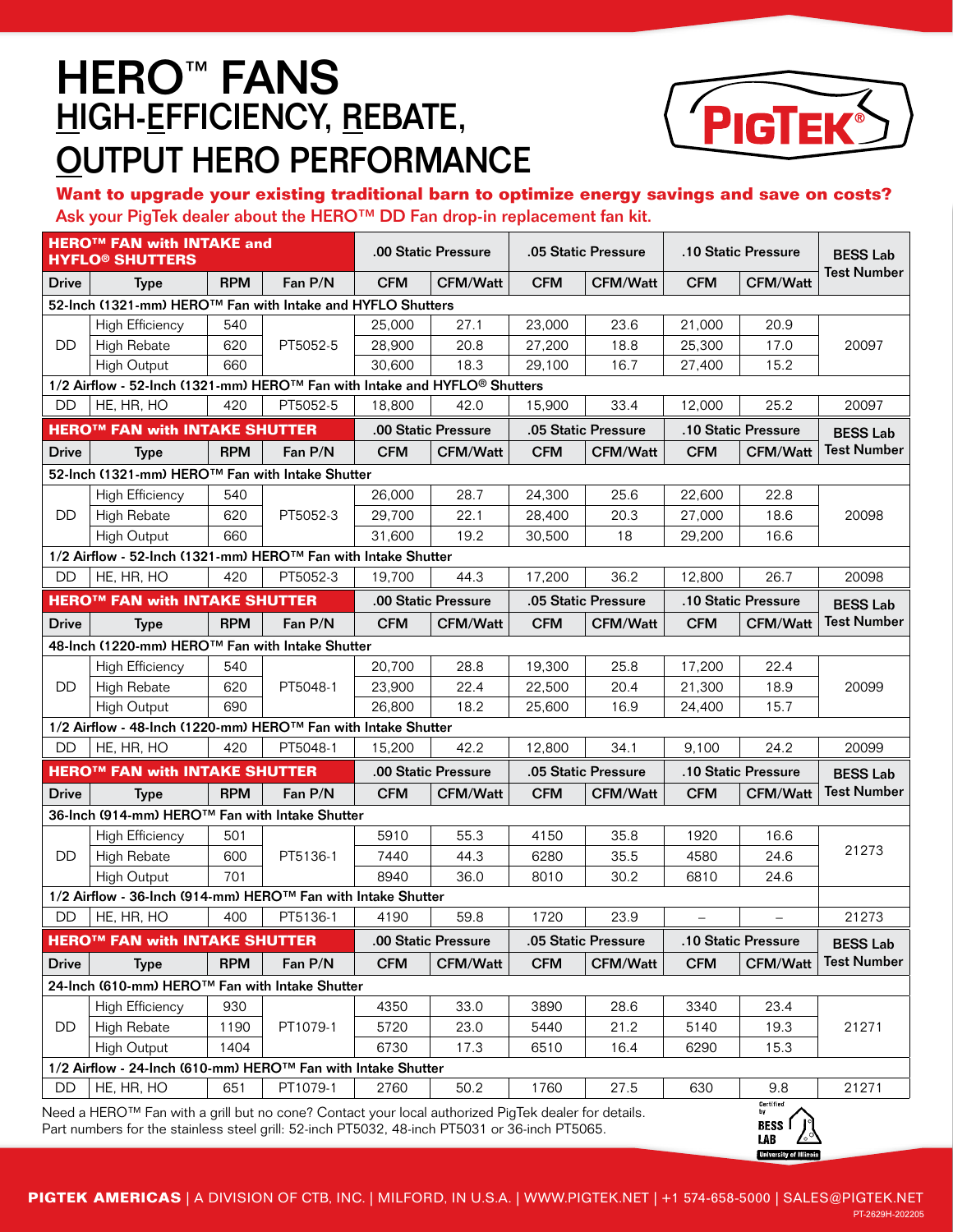# HERO™ FANS

## HIGH-EFFICIENCY, REBATE, OUTPUT HERO PERFORMANCE

PIGTEK®

**Want to upgrade your existing traditional barn to optimize energy savings and save on costs?**

Ask your PigTek dealer about the HERO™ DD Fan drop-in replacement fan kit.

| HERO™ FAN with INTAKE and HYFLO® SHUTTERS | | | | .00 Static Pressure | | .05 Static Pressure | | .10 Static Pressure | | BESS Lab Test Number |
|---|---|---|---|---|---|---|---|---|---|---|
| Drive | Type | RPM | Fan P/N | CFM | CFM/Watt | CFM | CFM/Watt | CFM | CFM/Watt | |
| 52-Inch (1321-mm) HERO™ Fan with Intake and HYFLO Shutters | | | | | | | | | | |
| DD | High Efficiency | 540 | PT5052-5 | 25,000 | 27.1 | 23,000 | 23.6 | 21,000 | 20.9 | 20097 |
| | High Rebate | 620 | | 28,900 | 20.8 | 27,200 | 18.8 | 25,300 | 17.0 | |
| | High Output | 660 | | 30,600 | 18.3 | 29,100 | 16.7 | 27,400 | 15.2 | |
| 1/2 Airflow - 52-Inch (1321-mm) HERO™ Fan with Intake and HYFLO® Shutters | | | | | | | | | | |
| DD | HE, HR, HO | 420 | PT5052-5 | 18,800 | 42.0 | 15,900 | 33.4 | 12,000 | 25.2 | 20097 |

| HERO™ FAN with INTAKE SHUTTER | | | | .00 Static Pressure | | .05 Static Pressure | | .10 Static Pressure | | BESS Lab Test Number |
|---|---|---|---|---|---|---|---|---|---|---|
| Drive | Type | RPM | Fan P/N | CFM | CFM/Watt | CFM | CFM/Watt | CFM | CFM/Watt | |
| 52-Inch (1321-mm) HERO™ Fan with Intake Shutter | | | | | | | | | | |
| DD | High Efficiency | 540 | PT5052-3 | 26,000 | 28.7 | 24,300 | 25.6 | 22,600 | 22.8 | 20098 |
| | High Rebate | 620 | | 29,700 | 22.1 | 28,400 | 20.3 | 27,000 | 18.6 | |
| | High Output | 660 | | 31,600 | 19.2 | 30,500 | 18 | 29,200 | 16.6 | |
| 1/2 Airflow - 52-Inch (1321-mm) HERO™ Fan with Intake Shutter | | | | | | | | | | |
| DD | HE, HR, HO | 420 | PT5052-3 | 19,700 | 44.3 | 17,200 | 36.2 | 12,800 | 26.7 | 20098 |

| HERO™ FAN with INTAKE SHUTTER | | | | .00 Static Pressure | | .05 Static Pressure | | .10 Static Pressure | | BESS Lab Test Number |
|---|---|---|---|---|---|---|---|---|---|---|
| Drive | Type | RPM | Fan P/N | CFM | CFM/Watt | CFM | CFM/Watt | CFM | CFM/Watt | |
| 48-Inch (1220-mm) HERO™ Fan with Intake Shutter | | | | | | | | | | |
| DD | High Efficiency | 540 | PT5048-1 | 20,700 | 28.8 | 19,300 | 25.8 | 17,200 | 22.4 | 20099 |
| | High Rebate | 620 | | 23,900 | 22.4 | 22,500 | 20.4 | 21,300 | 18.9 | |
| | High Output | 690 | | 26,800 | 18.2 | 25,600 | 16.9 | 24,400 | 15.7 | |
| 1/2 Airflow - 48-Inch (1220-mm) HERO™ Fan with Intake Shutter | | | | | | | | | | |
| DD | HE, HR, HO | 420 | PT5048-1 | 15,200 | 42.2 | 12,800 | 34.1 | 9,100 | 24.2 | 20099 |

| HERO™ FAN with INTAKE SHUTTER | | | | .00 Static Pressure | | .05 Static Pressure | | .10 Static Pressure | | BESS Lab Test Number |
|---|---|---|---|---|---|---|---|---|---|---|
| Drive | Type | RPM | Fan P/N | CFM | CFM/Watt | CFM | CFM/Watt | CFM | CFM/Watt | |
| 36-Inch (914-mm) HERO™ Fan with Intake Shutter | | | | | | | | | | |
| DD | High Efficiency | 501 | PT5136-1 | 5910 | 55.3 | 4150 | 35.8 | 1920 | 16.6 | 21273 |
| | High Rebate | 600 | | 7440 | 44.3 | 6280 | 35.5 | 4580 | 24.6 | |
| | High Output | 701 | | 8940 | 36.0 | 8010 | 30.2 | 6810 | 24.6 | |
| 1/2 Airflow - 36-Inch (914-mm) HERO™ Fan with Intake Shutter | | | | | | | | | | |
| DD | HE, HR, HO | 400 | PT5136-1 | 4190 | 59.8 | 1720 | 23.9 | – | – | 21273 |

| HERO™ FAN with INTAKE SHUTTER | | | | .00 Static Pressure | | .05 Static Pressure | | .10 Static Pressure | | BESS Lab Test Number |
|---|---|---|---|---|---|---|---|---|---|---|
| Drive | Type | RPM | Fan P/N | CFM | CFM/Watt | CFM | CFM/Watt | CFM | CFM/Watt | |
| 24-Inch (610-mm) HERO™ Fan with Intake Shutter | | | | | | | | | | |
| DD | High Efficiency | 930 | PT1079-1 | 4350 | 33.0 | 3890 | 28.6 | 3340 | 23.4 | 21271 |
| | High Rebate | 1190 | | 5720 | 23.0 | 5440 | 21.2 | 5140 | 19.3 | |
| | High Output | 1404 | | 6730 | 17.3 | 6510 | 16.4 | 6290 | 15.3 | |
| 1/2 Airflow - 24-Inch (610-mm) HERO™ Fan with Intake Shutter | | | | | | | | | | |
| DD | HE, HR, HO | 651 | PT1079-1 | 2760 | 50.2 | 1760 | 27.5 | 630 | 9.8 | 21271 |

Need a HERO™ Fan with a grill but no cone? Contact your local authorized PigTek dealer for details.
Part numbers for the stainless steel grill: 52-inch PT5032, 48-inch PT5031 or 36-inch PT5065.

Certified by BESS LAB University of Illinois

**PIGTEK AMERICAS** | A DIVISION OF CTB, INC. | MILFORD, IN U.S.A. | WWW.PIGTEK.NET | +1 574-658-5000 | SALES@PIGTEK.NET

PT-2629H-202205